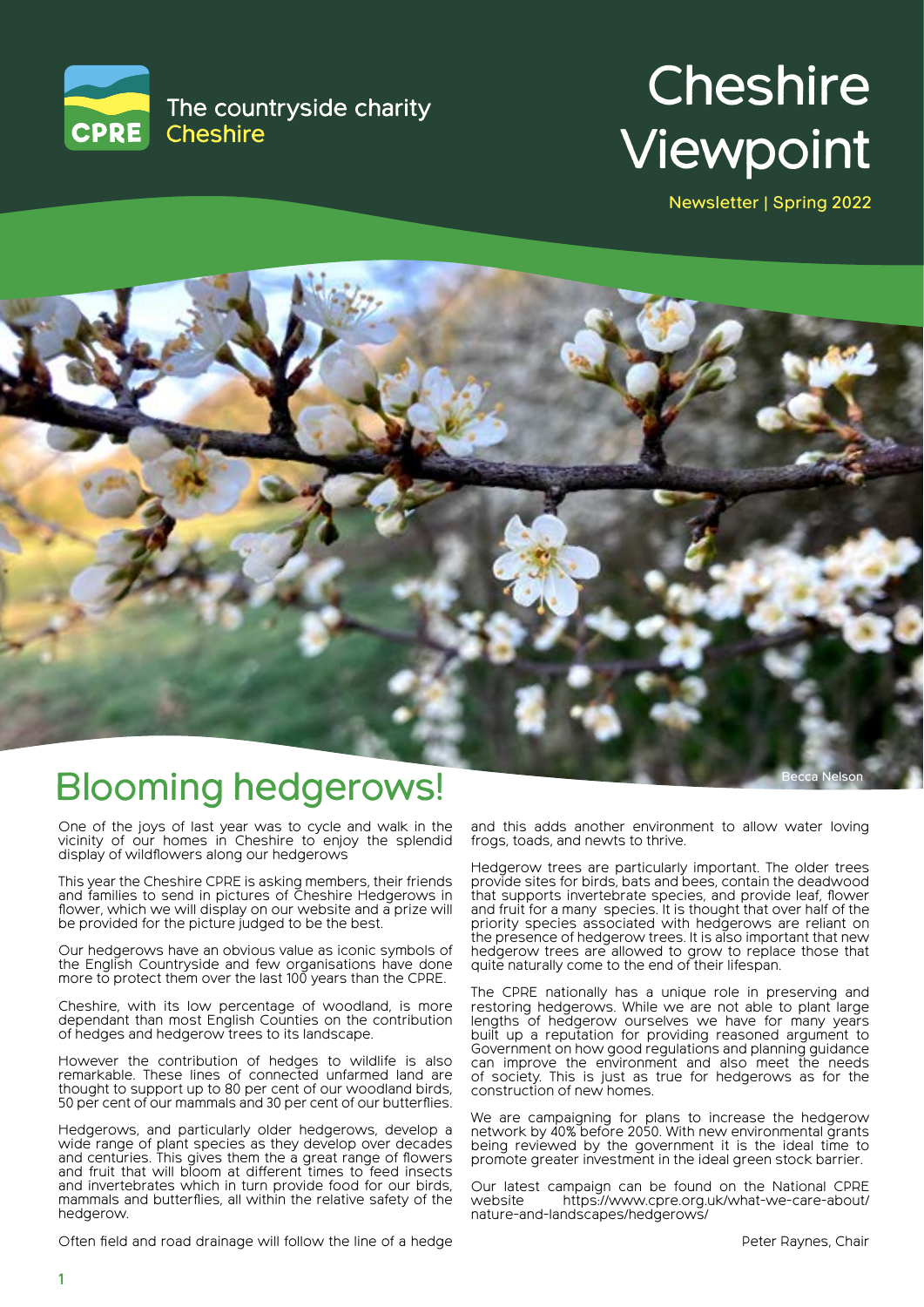The countryside charity
CPRE Cheshire

# Cheshire Viewpoint

Newsletter | Spring 2022

Becca Nelson

## Blooming hedgerows!

One of the joys of last year was to cycle and walk in the vicinity of our homes in Cheshire to enjoy the splendid display of wildflowers along our hedgerows

This year the Cheshire CPRE is asking members, their friends and families to send in pictures of Cheshire Hedgerows in flower, which we will display on our website and a prize will be provided for the picture judged to be the best.

Our hedgerows have an obvious value as iconic symbols of the English Countryside and few organisations have done more to protect them over the last 100 years than the CPRE.

Cheshire, with its low percentage of woodland, is more dependant than most English Counties on the contribution of hedges and hedgerow trees to its landscape.

However the contribution of hedges to wildlife is also remarkable. These lines of connected unfarmed land are thought to support up to 80 per cent of our woodland birds, 50 per cent of our mammals and 30 per cent of our butterflies.

Hedgerows, and particularly older hedgerows, develop a wide range of plant species as they develop over decades and centuries. This gives them the a great range of flowers and fruit that will bloom at different times to feed insects and invertebrates which in turn provide food for our birds, mammals and butterflies, all within the relative safety of the hedgerow.

Often field and road drainage will follow the line of a hedge and this adds another environment to allow water loving frogs, toads, and newts to thrive.

Hedgerow trees are particularly important. The older trees provide sites for birds, bats and bees, contain the deadwood that supports invertebrate species, and provide leaf, flower and fruit for a many species. It is thought that over half of the priority species associated with hedgerows are reliant on the presence of hedgerow trees. It is also important that new hedgerow trees are allowed to grow to replace those that quite naturally come to the end of their lifespan.

The CPRE nationally has a unique role in preserving and restoring hedgerows. While we are not able to plant large lengths of hedgerow ourselves we have for many years built up a reputation for providing reasoned argument to Government on how good regulations and planning guidance can improve the environment and also meet the needs of society. This is just as true for hedgerows as for the construction of new homes.

We are campaigning for plans to increase the hedgerow network by 40% before 2050. With new environmental grants being reviewed by the government it is the ideal time to promote greater investment in the ideal green stock barrier.

Our latest campaign can be found on the National CPRE website https://www.cpre.org.uk/what-we-care-about/nature-and-landscapes/hedgerows/

Peter Raynes, Chair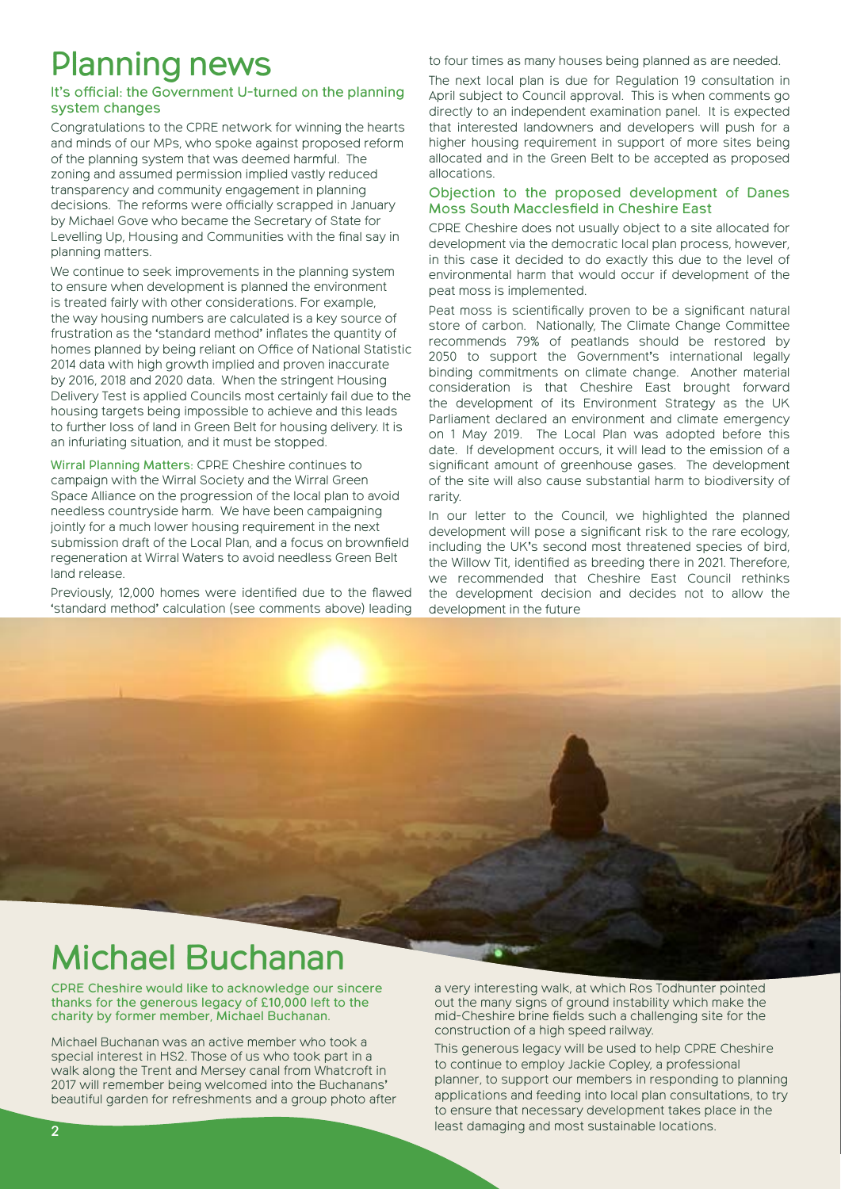# Planning news

## It's official: the Government U-turned on the planning system changes

Congratulations to the CPRE network for winning the hearts and minds of our MPs, who spoke against proposed reform of the planning system that was deemed harmful. The zoning and assumed permission implied vastly reduced transparency and community engagement in planning decisions. The reforms were officially scrapped in January by Michael Gove who became the Secretary of State for Levelling Up, Housing and Communities with the final say in planning matters.

We continue to seek improvements in the planning system to ensure when development is planned the environment is treated fairly with other considerations. For example, the way housing numbers are calculated is a key source of frustration as the 'standard method' inflates the quantity of homes planned by being reliant on Office of National Statistic 2014 data with high growth implied and proven inaccurate by 2016, 2018 and 2020 data. When the stringent Housing Delivery Test is applied Councils most certainly fail due to the housing targets being impossible to achieve and this leads to further loss of land in Green Belt for housing delivery. It is an infuriating situation, and it must be stopped.

**Wirral Planning Matters:** CPRE Cheshire continues to campaign with the Wirral Society and the Wirral Green Space Alliance on the progression of the local plan to avoid needless countryside harm. We have been campaigning jointly for a much lower housing requirement in the next submission draft of the Local Plan, and a focus on brownfield regeneration at Wirral Waters to avoid needless Green Belt land release.

Previously, 12,000 homes were identified due to the flawed 'standard method' calculation (see comments above) leading to four times as many houses being planned as are needed.

The next local plan is due for Regulation 19 consultation in April subject to Council approval. This is when comments go directly to an independent examination panel. It is expected that interested landowners and developers will push for a higher housing requirement in support of more sites being allocated and in the Green Belt to be accepted as proposed allocations.

## Objection to the proposed development of Danes Moss South Macclesfield in Cheshire East

CPRE Cheshire does not usually object to a site allocated for development via the democratic local plan process, however, in this case it decided to do exactly this due to the level of environmental harm that would occur if development of the peat moss is implemented.

Peat moss is scientifically proven to be a significant natural store of carbon. Nationally, The Climate Change Committee recommends 79% of peatlands should be restored by 2050 to support the Government's international legally binding commitments on climate change. Another material consideration is that Cheshire East brought forward the development of its Environment Strategy as the UK Parliament declared an environment and climate emergency on 1 May 2019. The Local Plan was adopted before this date. If development occurs, it will lead to the emission of a significant amount of greenhouse gases. The development of the site will also cause substantial harm to biodiversity of rarity.

In our letter to the Council, we highlighted the planned development will pose a significant risk to the rare ecology, including the UK's second most threatened species of bird, the Willow Tit, identified as breeding there in 2021. Therefore, we recommended that Cheshire East Council rethinks the development decision and decides not to allow the development in the future

# Michael Buchanan

**CPRE Cheshire would like to acknowledge our sincere thanks for the generous legacy of £10,000 left to the charity by former member, Michael Buchanan.**

Michael Buchanan was an active member who took a special interest in HS2. Those of us who took part in a walk along the Trent and Mersey canal from Whatcroft in 2017 will remember being welcomed into the Buchanans' beautiful garden for refreshments and a group photo after a very interesting walk, at which Ros Todhunter pointed out the many signs of ground instability which make the mid-Cheshire brine fields such a challenging site for the construction of a high speed railway.

This generous legacy will be used to help CPRE Cheshire to continue to employ Jackie Copley, a professional planner, to support our members in responding to planning applications and feeding into local plan consultations, to try to ensure that necessary development takes place in the least damaging and most sustainable locations.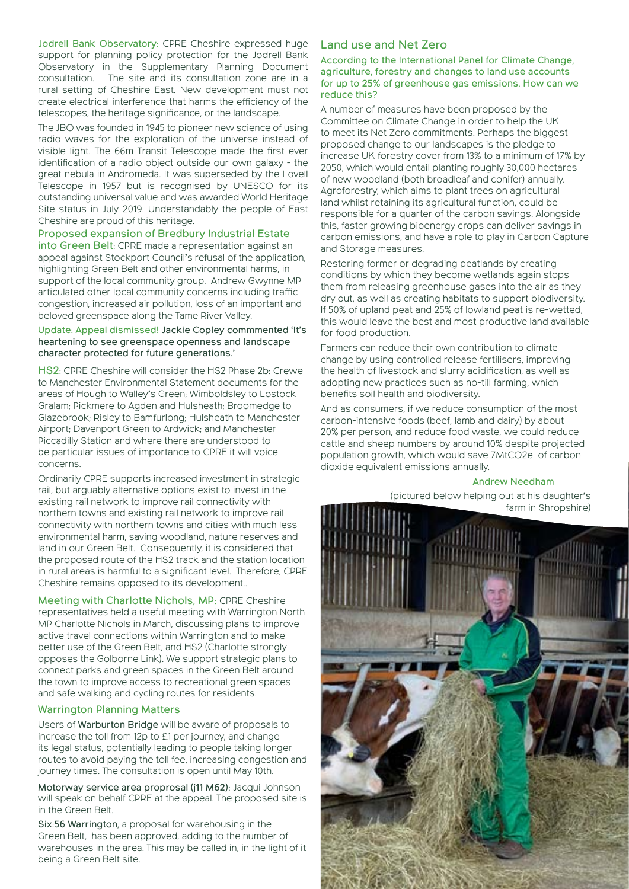**Jodrell Bank Observatory:** CPRE Cheshire expressed huge support for planning policy protection for the Jodrell Bank Observatory in the Supplementary Planning Document consultation. The site and its consultation zone are in a rural setting of Cheshire East. New development must not create electrical interference that harms the efficiency of the telescopes, the heritage significance, or the landscape.

The JBO was founded in 1945 to pioneer new science of using radio waves for the exploration of the universe instead of visible light. The 66m Transit Telescope made the first ever identification of a radio object outside our own galaxy - the great nebula in Andromeda. It was superseded by the Lovell Telescope in 1957 but is recognised by UNESCO for its outstanding universal value and was awarded World Heritage Site status in July 2019. Understandably the people of East Cheshire are proud of this heritage.

**Proposed expansion of Bredbury Industrial Estate into Green Belt:** CPRE made a representation against an appeal against Stockport Council's refusal of the application, highlighting Green Belt and other environmental harms, in support of the local community group. Andrew Gwynne MP articulated other local community concerns including traffic congestion, increased air pollution, loss of an important and beloved greenspace along the Tame River Valley.

**Update: Appeal dismissed! Jackie Copley commmented 'It's heartening to see greenspace openness and landscape character protected for future generations.'**

**HS2:** CPRE Cheshire will consider the HS2 Phase 2b: Crewe to Manchester Environmental Statement documents for the areas of Hough to Walley's Green; Wimboldsley to Lostock Gralam; Pickmere to Agden and Hulsheath; Broomedge to Glazebrook; Risley to Bamfurlong; Hulsheath to Manchester Airport; Davenport Green to Ardwick; and Manchester Piccadilly Station and where there are understood to be particular issues of importance to CPRE it will voice concerns.

Ordinarily CPRE supports increased investment in strategic rail, but arguably alternative options exist to invest in the existing rail network to improve rail connectivity with northern towns and existing rail network to improve rail connectivity with northern towns and cities with much less environmental harm, saving woodland, nature reserves and land in our Green Belt. Consequently, it is considered that the proposed route of the HS2 track and the station location in rural areas is harmful to a significant level. Therefore, CPRE Cheshire remains opposed to its development..

**Meeting with Charlotte Nichols, MP:** CPRE Cheshire representatives held a useful meeting with Warrington North MP Charlotte Nichols in March, discussing plans to improve active travel connections within Warrington and to make better use of the Green Belt, and HS2 (Charlotte strongly opposes the Golborne Link). We support strategic plans to connect parks and green spaces in the Green Belt around the town to improve access to recreational green spaces and safe walking and cycling routes for residents.

## Warrington Planning Matters

Users of **Warburton Bridge** will be aware of proposals to increase the toll from 12p to £1 per journey, and change its legal status, potentially leading to people taking longer routes to avoid paying the toll fee, increasing congestion and journey times. The consultation is open until May 10th.

**Motorway service area proprosal (j11 M62):** Jacqui Johnson will speak on behalf CPRE at the appeal. The proposed site is in the Green Belt.

**Six:56 Warrington**, a proposal for warehousing in the Green Belt, has been approved, adding to the number of warehouses in the area. This may be called in, in the light of it being a Green Belt site.

## Land use and Net Zero

**According to the International Panel for Climate Change, agriculture, forestry and changes to land use accounts for up to 25% of greenhouse gas emissions. How can we reduce this?**

A number of measures have been proposed by the Committee on Climate Change in order to help the UK to meet its Net Zero commitments. Perhaps the biggest proposed change to our landscapes is the pledge to increase UK forestry cover from 13% to a minimum of 17% by 2050, which would entail planting roughly 30,000 hectares of new woodland (both broadleaf and conifer) annually. Agroforestry, which aims to plant trees on agricultural land whilst retaining its agricultural function, could be responsible for a quarter of the carbon savings. Alongside this, faster growing bioenergy crops can deliver savings in carbon emissions, and have a role to play in Carbon Capture and Storage measures.

Restoring former or degrading peatlands by creating conditions by which they become wetlands again stops them from releasing greenhouse gases into the air as they dry out, as well as creating habitats to support biodiversity. If 50% of upland peat and 25% of lowland peat is re-wetted, this would leave the best and most productive land available for food production.

Farmers can reduce their own contribution to climate change by using controlled release fertilisers, improving the health of livestock and slurry acidification, as well as adopting new practices such as no-till farming, which benefits soil health and biodiversity.

And as consumers, if we reduce consumption of the most carbon-intensive foods (beef, lamb and dairy) by about 20% per person, and reduce food waste, we could reduce cattle and sheep numbers by around 10% despite projected population growth, which would save 7MtCO2e of carbon dioxide equivalent emissions annually.

**Andrew Needham**

(pictured below helping out at his daughter's farm in Shropshire)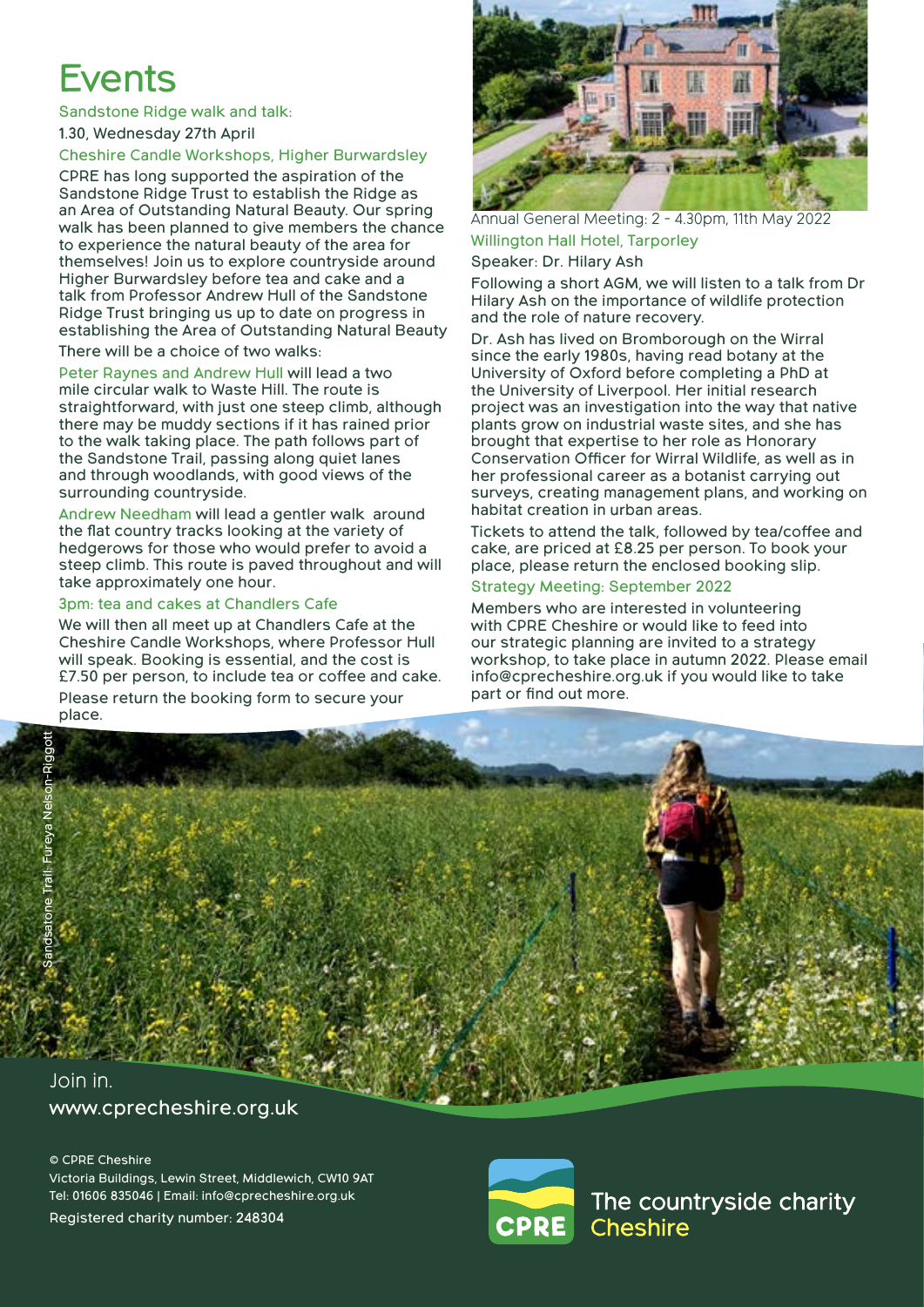# Events

## Sandstone Ridge walk and talk:

1.30, Wednesday 27th April

### Cheshire Candle Workshops, Higher Burwardsley

CPRE has long supported the aspiration of the Sandstone Ridge Trust to establish the Ridge as an Area of Outstanding Natural Beauty. Our spring walk has been planned to give members the chance to experience the natural beauty of the area for themselves! Join us to explore countryside around Higher Burwardsley before tea and cake and a talk from Professor Andrew Hull of the Sandstone Ridge Trust bringing us up to date on progress in establishing the Area of Outstanding Natural Beauty

There will be a choice of two walks:

Peter Raynes and Andrew Hull will lead a two mile circular walk to Waste Hill. The route is straightforward, with just one steep climb, although there may be muddy sections if it has rained prior to the walk taking place. The path follows part of the Sandstone Trail, passing along quiet lanes and through woodlands, with good views of the surrounding countryside.

Andrew Needham will lead a gentler walk around the flat country tracks looking at the variety of hedgerows for those who would prefer to avoid a steep climb. This route is paved throughout and will take approximately one hour.

### 3pm: tea and cakes at Chandlers Cafe

We will then all meet up at Chandlers Cafe at the Cheshire Candle Workshops, where Professor Hull will speak. Booking is essential, and the cost is £7.50 per person, to include tea or coffee and cake.

Please return the booking form to secure your place.

## Annual General Meeting: 2 - 4.30pm, 11th May 2022

### Willington Hall Hotel, Tarporley

Speaker: Dr. Hilary Ash

Following a short AGM, we will listen to a talk from Dr Hilary Ash on the importance of wildlife protection and the role of nature recovery.

Dr. Ash has lived on Bromborough on the Wirral since the early 1980s, having read botany at the University of Oxford before completing a PhD at the University of Liverpool. Her initial research project was an investigation into the way that native plants grow on industrial waste sites, and she has brought that expertise to her role as Honorary Conservation Officer for Wirral Wildlife, as well as in her professional career as a botanist carrying out surveys, creating management plans, and working on habitat creation in urban areas.

Tickets to attend the talk, followed by tea/coffee and cake, are priced at £8.25 per person. To book your place, please return the enclosed booking slip.

## Strategy Meeting: September 2022

Members who are interested in volunteering with CPRE Cheshire or would like to feed into our strategic planning are invited to a strategy workshop, to take place in autumn 2022. Please email info@cprecheshire.org.uk if you would like to take part or find out more.

Sandsatone Trail: Fureya Nelson-Riggott

Join in.
www.cprecheshire.org.uk

© CPRE Cheshire
Victoria Buildings, Lewin Street, Middlewich, CW10 9AT
Tel: 01606 835046 | Email: info@cprecheshire.org.uk
Registered charity number: 248304

CPRE The countryside charity Cheshire